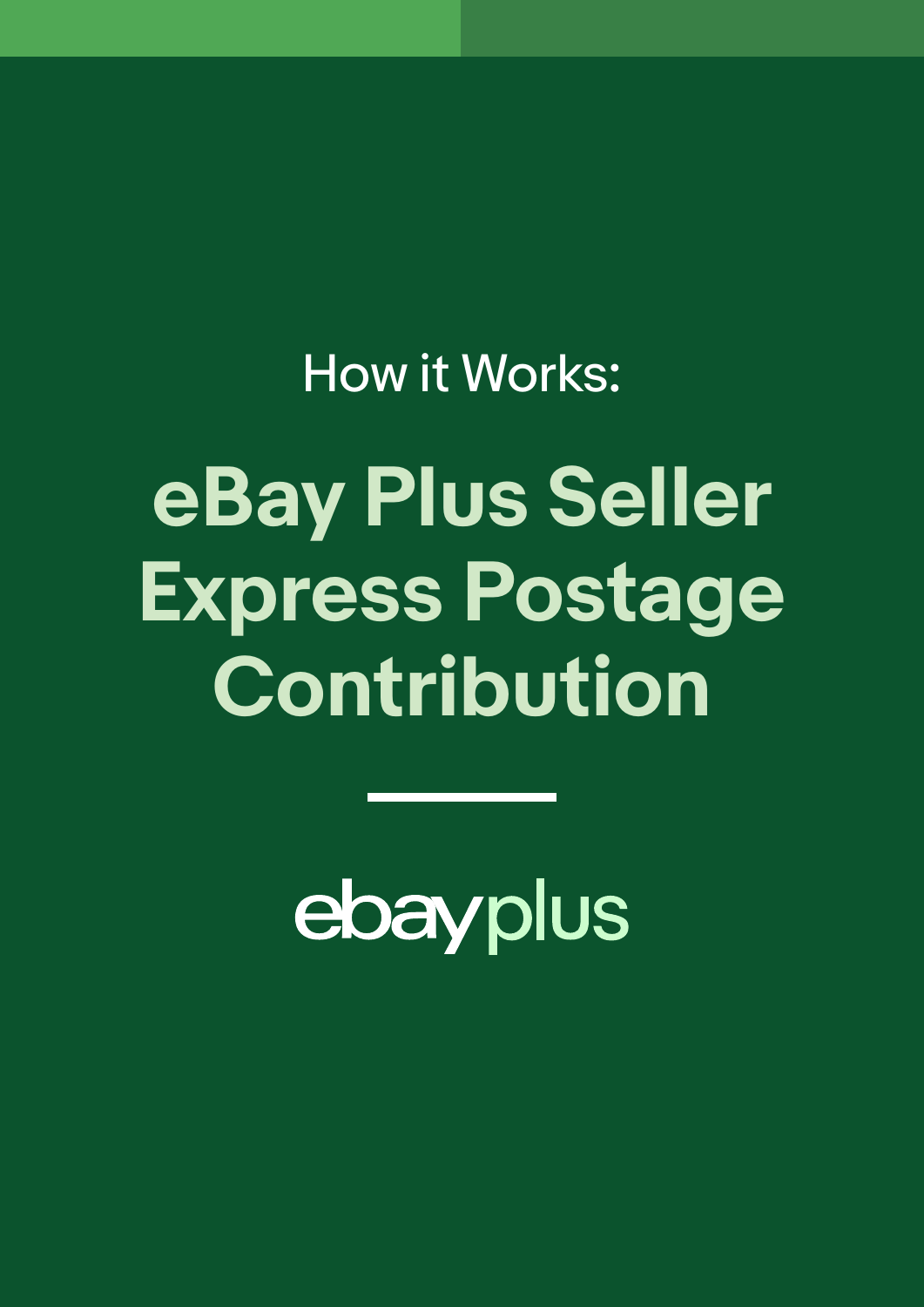How it Works:

# eBay Plus Seller Express Postage Contribution

ebay plus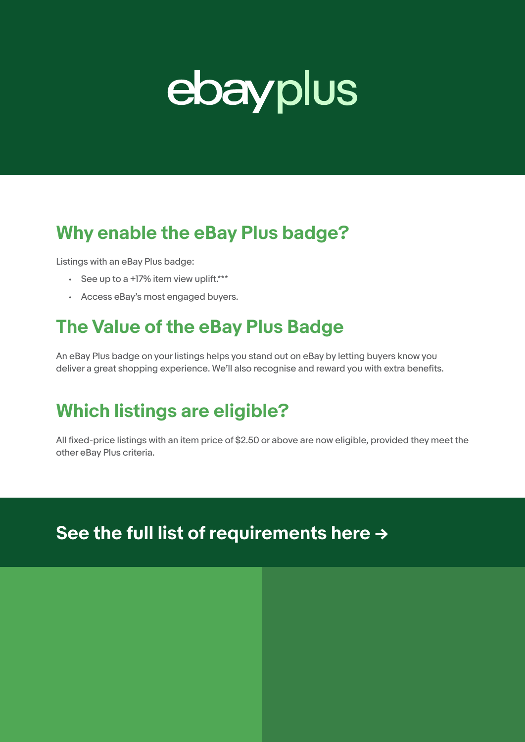# ebay plus

## Why enable the eBay Plus badge?

Listings with an eBay Plus badge:

- See up to a +17% item view uplift.***
- Access eBay's most engaged buyers.

## The Value of the eBay Plus Badge

An eBay Plus badge on your listings helps you stand out on eBay by letting buyers know you deliver a great shopping experience. We'll also recognise and reward you with extra benefits.

## Which listings are eligible?

All fixed-price listings with an item price of $2.50 or above are now eligible, provided they meet the other eBay Plus criteria.

## See the full list of requirements here →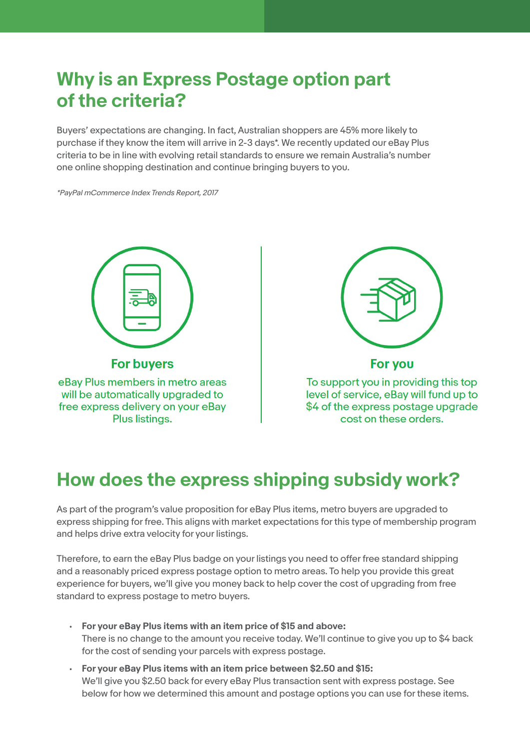## Why is an Express Postage option part of the criteria?

Buyers' expectations are changing. In fact, Australian shoppers are 45% more likely to purchase if they know the item will arrive in 2-3 days*. We recently updated our eBay Plus criteria to be in line with evolving retail standards to ensure we remain Australia's number one online shopping destination and continue bringing buyers to you.

*\*PayPal mCommerce Index Trends Report, 2017*

### For buyers

eBay Plus members in metro areas will be automatically upgraded to free express delivery on your eBay Plus listings.

### For you

To support you in providing this top level of service, eBay will fund up to $4 of the express postage upgrade cost on these orders.

## How does the express shipping subsidy work?

As part of the program's value proposition for eBay Plus items, metro buyers are upgraded to express shipping for free. This aligns with market expectations for this type of membership program and helps drive extra velocity for your listings.

Therefore, to earn the eBay Plus badge on your listings you need to offer free standard shipping and a reasonably priced express postage option to metro areas. To help you provide this great experience for buyers, we'll give you money back to help cover the cost of upgrading from free standard to express postage to metro buyers.

- **For your eBay Plus items with an item price of $15 and above:**
  There is no change to the amount you receive today. We'll continue to give you up to $4 back for the cost of sending your parcels with express postage.
- **For your eBay Plus items with an item price between $2.50 and $15:**
  We'll give you $2.50 back for every eBay Plus transaction sent with express postage. See below for how we determined this amount and postage options you can use for these items.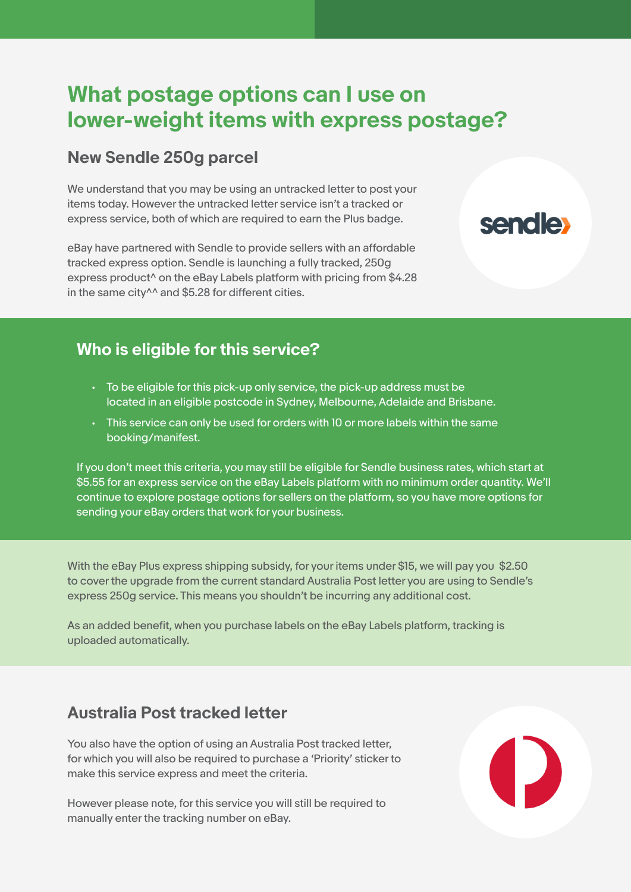# What postage options can I use on lower-weight items with express postage?

## New Sendle 250g parcel

We understand that you may be using an untracked letter to post your items today. However the untracked letter service isn't a tracked or express service, both of which are required to earn the Plus badge.

eBay have partnered with Sendle to provide sellers with an affordable tracked express option. Sendle is launching a fully tracked, 250g express product^ on the eBay Labels platform with pricing from $4.28 in the same city^^ and $5.28 for different cities.

### Who is eligible for this service?

- To be eligible for this pick-up only service, the pick-up address must be located in an eligible postcode in Sydney, Melbourne, Adelaide and Brisbane.
- This service can only be used for orders with 10 or more labels within the same booking/manifest.

If you don't meet this criteria, you may still be eligible for Sendle business rates, which start at $5.55 for an express service on the eBay Labels platform with no minimum order quantity. We'll continue to explore postage options for sellers on the platform, so you have more options for sending your eBay orders that work for your business.

With the eBay Plus express shipping subsidy, for your items under $15, we will pay you $2.50 to cover the upgrade from the current standard Australia Post letter you are using to Sendle's express 250g service. This means you shouldn't be incurring any additional cost.

As an added benefit, when you purchase labels on the eBay Labels platform, tracking is uploaded automatically.

## Australia Post tracked letter

You also have the option of using an Australia Post tracked letter, for which you will also be required to purchase a 'Priority' sticker to make this service express and meet the criteria.

However please note, for this service you will still be required to manually enter the tracking number on eBay.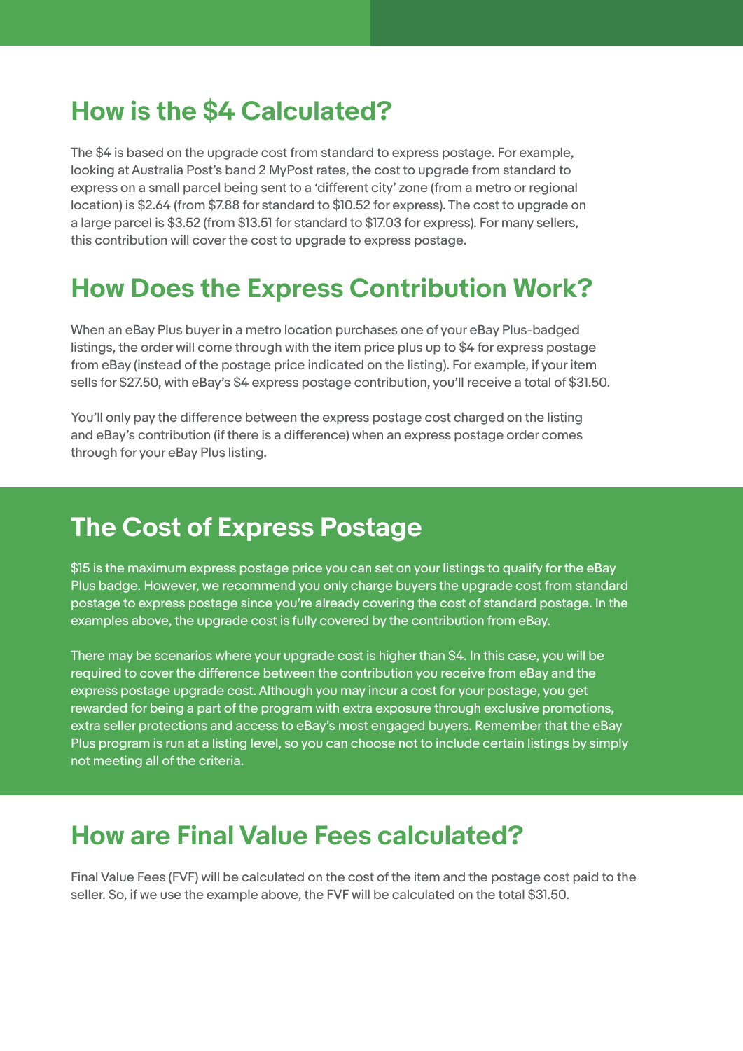## How is the $4 Calculated?

The $4 is based on the upgrade cost from standard to express postage. For example, looking at Australia Post's band 2 MyPost rates, the cost to upgrade from standard to express on a small parcel being sent to a 'different city' zone (from a metro or regional location) is $2.64 (from $7.88 for standard to $10.52 for express). The cost to upgrade on a large parcel is $3.52 (from $13.51 for standard to $17.03 for express). For many sellers, this contribution will cover the cost to upgrade to express postage.

## How Does the Express Contribution Work?

When an eBay Plus buyer in a metro location purchases one of your eBay Plus-badged listings, the order will come through with the item price plus up to $4 for express postage from eBay (instead of the postage price indicated on the listing). For example, if your item sells for $27.50, with eBay's $4 express postage contribution, you'll receive a total of $31.50.

You'll only pay the difference between the express postage cost charged on the listing and eBay's contribution (if there is a difference) when an express postage order comes through for your eBay Plus listing.

## The Cost of Express Postage

$15 is the maximum express postage price you can set on your listings to qualify for the eBay Plus badge. However, we recommend you only charge buyers the upgrade cost from standard postage to express postage since you're already covering the cost of standard postage. In the examples above, the upgrade cost is fully covered by the contribution from eBay.

There may be scenarios where your upgrade cost is higher than $4. In this case, you will be required to cover the difference between the contribution you receive from eBay and the express postage upgrade cost. Although you may incur a cost for your postage, you get rewarded for being a part of the program with extra exposure through exclusive promotions, extra seller protections and access to eBay's most engaged buyers. Remember that the eBay Plus program is run at a listing level, so you can choose not to include certain listings by simply not meeting all of the criteria.

## How are Final Value Fees calculated?

Final Value Fees (FVF) will be calculated on the cost of the item and the postage cost paid to the seller. So, if we use the example above, the FVF will be calculated on the total $31.50.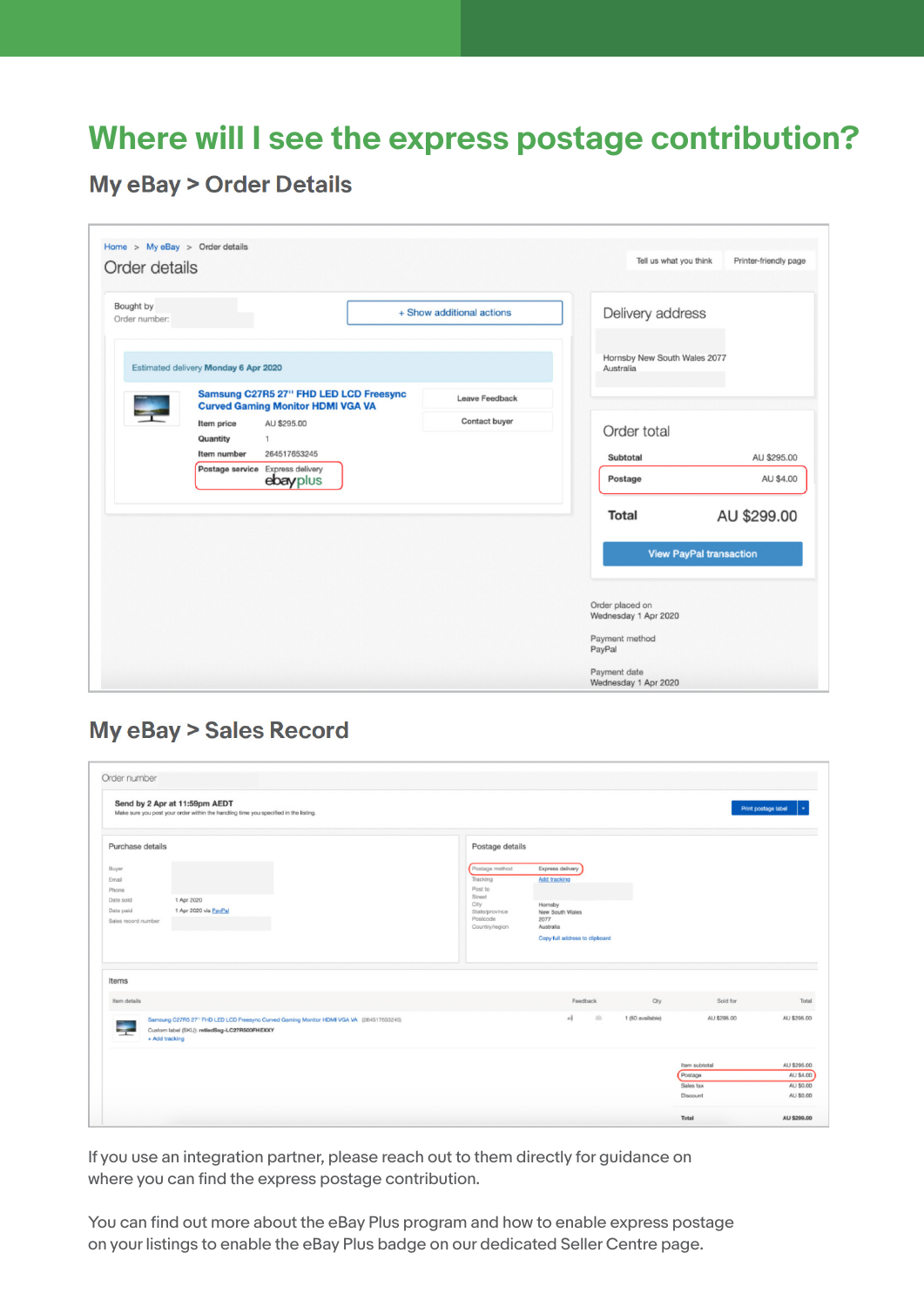# Where will I see the express postage contribution?

## My eBay > Order Details

Home > My eBay > Order details

Order details

Tell us what you think | Printer-friendly page

Bought by
Order number:

+ Show additional actions

Estimated delivery **Monday 6 Apr 2020**

**Samsung C27R5 27" FHD LED LCD Freesync Curved Gaming Monitor HDMI VGA VA**

Leave Feedback
Contact buyer

**Item price** AU $295.00
**Quantity** 1
**Item number** 264517653245
**Postage service** Express delivery ebay plus

Delivery address

Hornsby New South Wales 2077
Australia

Order total

| | |
|---|---|
| **Subtotal** | AU $295.00 |
| **Postage** | AU $4.00 |
| **Total** | AU $299.00 |

View PayPal transaction

Order placed on
Wednesday 1 Apr 2020

Payment method
PayPal

Payment date
Wednesday 1 Apr 2020

## My eBay > Sales Record

Order number

**Send by 2 Apr at 11:59pm AEDT**
Make sure you post your order within the handling time you specified in the listing.

Print postage label

Purchase details

Buyer
Email
Phone
Date sold 1 Apr 2020
Date paid 1 Apr 2020 via PayPal
Sales record number

Postage details

Postage method Express delivery
Tracking Add tracking
Post to
Street
City Hornsby
State/province New South Wales
Postcode 2077
Country/region Australia
Copy full address to clipboard

Items

| Item details | Feedback | Qty | Sold for | Total |
|---|---|---|---|---|
| Samsung C27R5 27" FHD LED LCD Freesync Curved Gaming Monitor HDMI VGA VA (264517653245) Custom label (SKU): refiedBag-LC27R500FHEXXY + Add tracking | | 1 (50 available) | AU $295.00 | AU $295.00 |

| | |
|---|---|
| Item subtotal | AU $295.00 |
| Postage | AU $4.00 |
| Sales tax | AU $0.00 |
| Discount | AU $0.00 |
| **Total** | **AU $299.00** |

If you use an integration partner, please reach out to them directly for guidance on where you can find the express postage contribution.

You can find out more about the eBay Plus program and how to enable express postage on your listings to enable the eBay Plus badge on our dedicated Seller Centre page.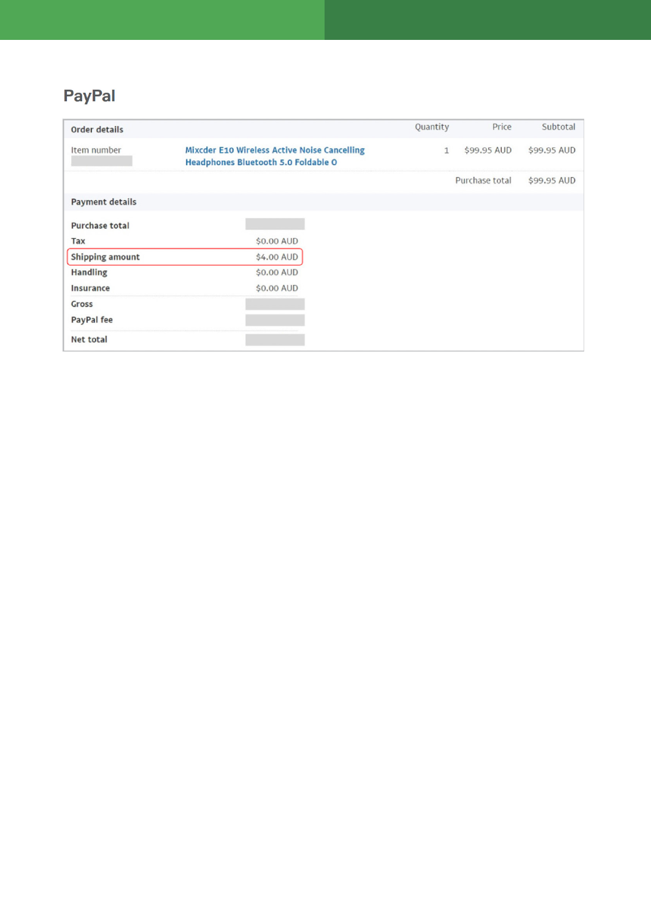## PayPal

| Order details | | Quantity | Price | Subtotal |
|---|---|---|---|---|
| Item number | Mixcder E10 Wireless Active Noise Cancelling Headphones Bluetooth 5.0 Foldable O | 1 | $99.95 AUD | $99.95 AUD |
| | | | Purchase total | $99.95 AUD |

| Payment details | |
|---|---|
| Purchase total | |
| Tax | $0.00 AUD |
| Shipping amount | $4.00 AUD |
| Handling | $0.00 AUD |
| Insurance | $0.00 AUD |
| Gross | |
| PayPal fee | |
| Net total | |